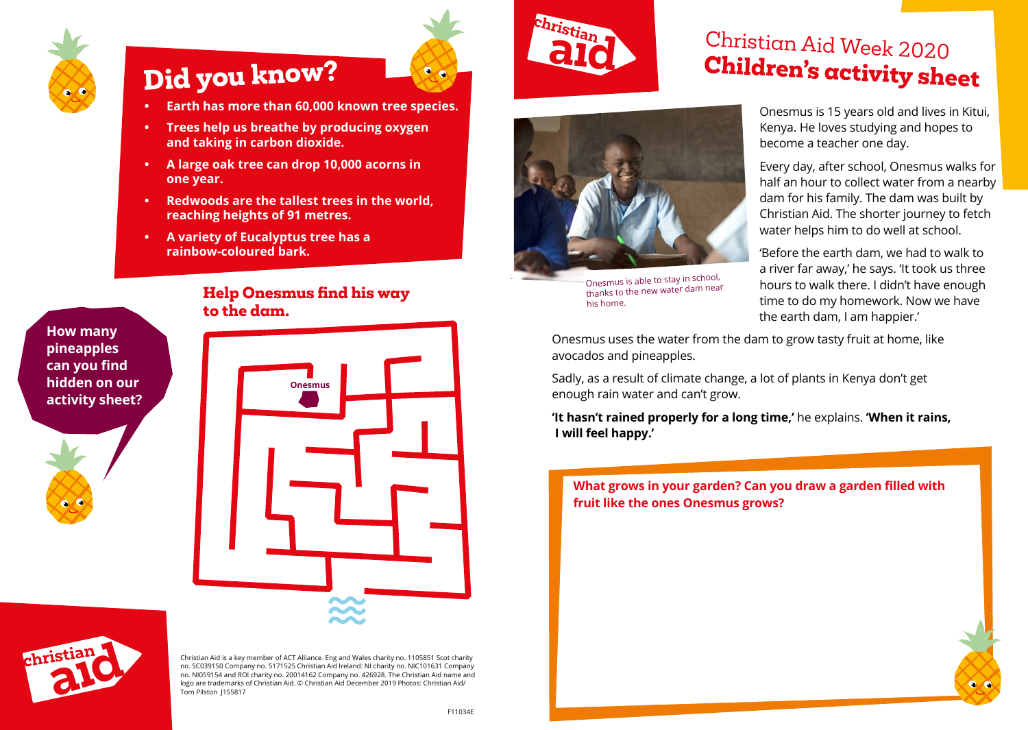# Christian Aid Week 2020
# Children's activity sheet

Onesmus is 15 years old and lives in Kitui, Kenya. He loves studying and hopes to become a teacher one day.

Every day, after school, Onesmus walks for half an hour to collect water from a nearby dam for his family. The dam was built by Christian Aid. The shorter journey to fetch water helps him to do well at school.

'Before the earth dam, we had to walk to a river far away,' he says. 'It took us three hours to walk there. I didn't have enough time to do my homework. Now we have the earth dam, I am happier.'

Onesmus is able to stay in school, thanks to the new water dam near his home.

Onesmus uses the water from the dam to grow tasty fruit at home, like avocados and pineapples.

Sadly, as a result of climate change, a lot of plants in Kenya don't get enough rain water and can't grow.

**'It hasn't rained properly for a long time,'** he explains. **'When it rains, I will feel happy.'**

**What grows in your garden? Can you draw a garden filled with fruit like the ones Onesmus grows?**

## Did you know?

- **Earth has more than 60,000 known tree species.**
- **Trees help us breathe by producing oxygen and taking in carbon dioxide.**
- **A large oak tree can drop 10,000 acorns in one year.**
- **Redwoods are the tallest trees in the world, reaching heights of 91 metres.**
- **A variety of Eucalyptus tree has a rainbow-coloured bark.**

**How many pineapples can you find hidden on our activity sheet?**

## Help Onesmus find his way to the dam.

Onesmus

Christian Aid is a key member of ACT Alliance. Eng and Wales charity no. 1105851 Scot charity no. SC039150 Company no. 5171525 Christian Aid Ireland: NI charity no. NIC101631 Company no. NI059154 and ROI charity no. 20014162 Company no. 426928. The Christian Aid name and logo are trademarks of Christian Aid. © Christian Aid December 2019 Photos: Christian Aid/ Tom Pilston J155817

F11034E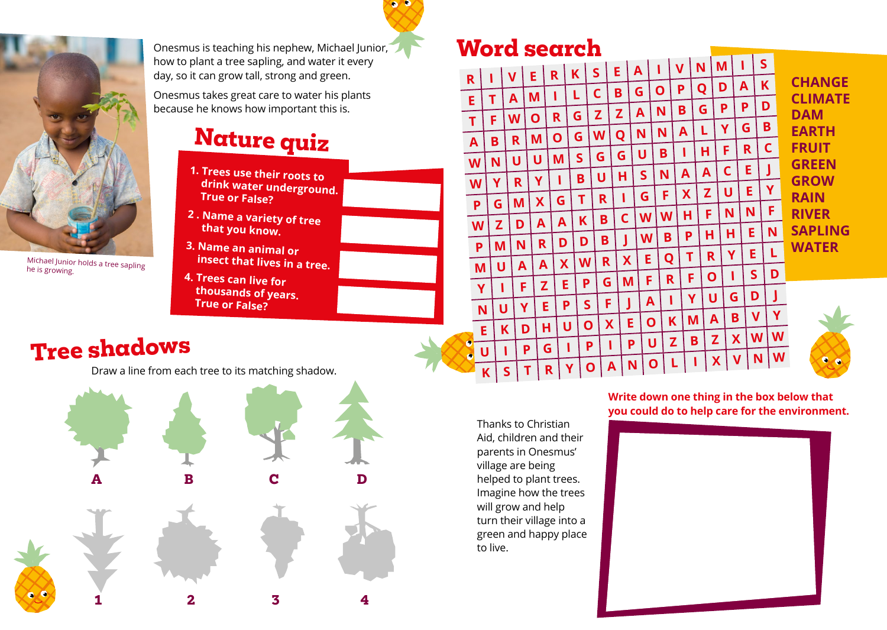Onesmus is teaching his nephew, Michael Junior, how to plant a tree sapling, and water it every day, so it can grow tall, strong and green.

Onesmus takes great care to water his plants because he knows how important this is.

Michael Junior holds a tree sapling he is growing.

## Nature quiz

1. Trees use their roots to drink water underground. True or False?
2. Name a variety of tree that you know.
3. Name an animal or insect that lives in a tree.
4. Trees can live for thousands of years. True or False?

## Tree shadows

Draw a line from each tree to its matching shadow.

A B C D

1 2 3 4

## Word search

| | | | | | | | | | | | | | | |
|---|---|---|---|---|---|---|---|---|---|---|---|---|---|---|
| R | I | V | E | R | K | S | E | A | I | V | N | M | I | S |
| E | T | A | M | I | L | C | B | G | O | P | Q | D | A | K |
| T | F | W | O | R | G | Z | Z | A | N | B | G | P | P | D |
| A | B | R | M | O | G | W | Q | N | N | A | L | Y | G | B |
| W | N | U | U | M | S | G | G | U | B | I | H | F | R | C |
| W | Y | R | Y | I | B | U | H | S | N | A | A | C | E | J |
| P | G | M | X | G | T | R | I | G | F | X | Z | U | E | Y |
| W | Z | D | A | A | K | B | C | W | W | H | F | N | N | F |
| P | M | N | R | D | D | B | J | W | B | P | H | H | E | N |
| M | U | A | A | X | W | R | X | E | Q | T | R | Y | E | L |
| Y | I | F | Z | E | P | G | M | F | R | F | O | I | S | D |
| N | U | Y | E | P | S | F | J | A | I | Y | U | G | D | J |
| E | K | D | H | U | O | X | E | O | K | M | A | B | V | Y |
| U | I | P | G | I | P | I | P | U | Z | B | Z | X | W | W |
| K | S | T | R | Y | O | A | N | O | L | I | X | V | N | W |

CHANGE
CLIMATE
DAM
EARTH
FRUIT
GREEN
GROW
RAIN
RIVER
SAPLING
WATER

Thanks to Christian Aid, children and their parents in Onesmus' village are being helped to plant trees. Imagine how the trees will grow and help turn their village into a green and happy place to live.

**Write down one thing in the box below that you could do to help care for the environment.**